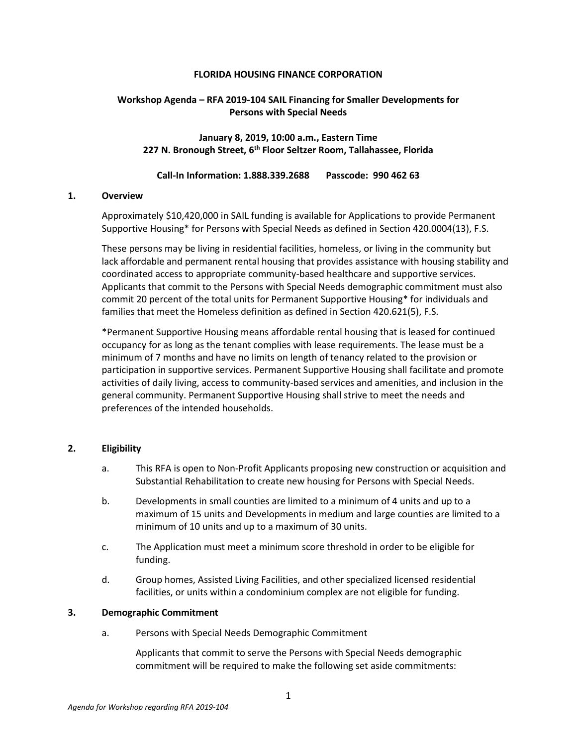**FLORIDA HOUSING FINANCE CORPORATION**

**Workshop Agenda – RFA 2019-104 SAIL Financing for Smaller Developments for Persons with Special Needs**

**January 8, 2019, 10:00 a.m., Eastern Time**
**227 N. Bronough Street, 6th Floor Seltzer Room, Tallahassee, Florida**

**Call-In Information: 1.888.339.2688 Passcode: 990 462 63**

## 1. Overview

Approximately $10,420,000 in SAIL funding is available for Applications to provide Permanent Supportive Housing* for Persons with Special Needs as defined in Section 420.0004(13), F.S.

These persons may be living in residential facilities, homeless, or living in the community but lack affordable and permanent rental housing that provides assistance with housing stability and coordinated access to appropriate community-based healthcare and supportive services. Applicants that commit to the Persons with Special Needs demographic commitment must also commit 20 percent of the total units for Permanent Supportive Housing* for individuals and families that meet the Homeless definition as defined in Section 420.621(5), F.S.

*Permanent Supportive Housing means affordable rental housing that is leased for continued occupancy for as long as the tenant complies with lease requirements. The lease must be a minimum of 7 months and have no limits on length of tenancy related to the provision or participation in supportive services. Permanent Supportive Housing shall facilitate and promote activities of daily living, access to community-based services and amenities, and inclusion in the general community. Permanent Supportive Housing shall strive to meet the needs and preferences of the intended households.

## 2. Eligibility

a. This RFA is open to Non-Profit Applicants proposing new construction or acquisition and Substantial Rehabilitation to create new housing for Persons with Special Needs.

b. Developments in small counties are limited to a minimum of 4 units and up to a maximum of 15 units and Developments in medium and large counties are limited to a minimum of 10 units and up to a maximum of 30 units.

c. The Application must meet a minimum score threshold in order to be eligible for funding.

d. Group homes, Assisted Living Facilities, and other specialized licensed residential facilities, or units within a condominium complex are not eligible for funding.

## 3. Demographic Commitment

a. Persons with Special Needs Demographic Commitment

Applicants that commit to serve the Persons with Special Needs demographic commitment will be required to make the following set aside commitments: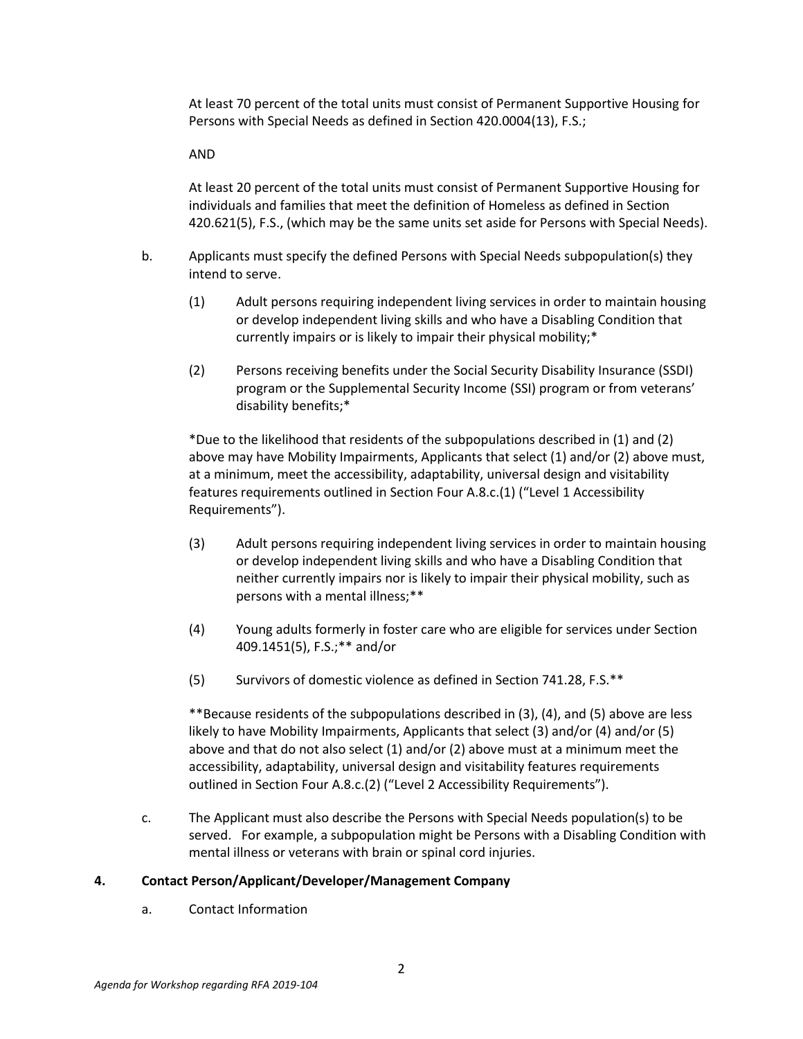At least 70 percent of the total units must consist of Permanent Supportive Housing for Persons with Special Needs as defined in Section 420.0004(13), F.S.;

AND

At least 20 percent of the total units must consist of Permanent Supportive Housing for individuals and families that meet the definition of Homeless as defined in Section 420.621(5), F.S., (which may be the same units set aside for Persons with Special Needs).

b. Applicants must specify the defined Persons with Special Needs subpopulation(s) they intend to serve.

(1) Adult persons requiring independent living services in order to maintain housing or develop independent living skills and who have a Disabling Condition that currently impairs or is likely to impair their physical mobility;*

(2) Persons receiving benefits under the Social Security Disability Insurance (SSDI) program or the Supplemental Security Income (SSI) program or from veterans' disability benefits;*

*Due to the likelihood that residents of the subpopulations described in (1) and (2) above may have Mobility Impairments, Applicants that select (1) and/or (2) above must, at a minimum, meet the accessibility, adaptability, universal design and visitability features requirements outlined in Section Four A.8.c.(1) ("Level 1 Accessibility Requirements").

(3) Adult persons requiring independent living services in order to maintain housing or develop independent living skills and who have a Disabling Condition that neither currently impairs nor is likely to impair their physical mobility, such as persons with a mental illness;**

(4) Young adults formerly in foster care who are eligible for services under Section 409.1451(5), F.S.;** and/or

(5) Survivors of domestic violence as defined in Section 741.28, F.S.**

**Because residents of the subpopulations described in (3), (4), and (5) above are less likely to have Mobility Impairments, Applicants that select (3) and/or (4) and/or (5) above and that do not also select (1) and/or (2) above must at a minimum meet the accessibility, adaptability, universal design and visitability features requirements outlined in Section Four A.8.c.(2) ("Level 2 Accessibility Requirements").

c. The Applicant must also describe the Persons with Special Needs population(s) to be served. For example, a subpopulation might be Persons with a Disabling Condition with mental illness or veterans with brain or spinal cord injuries.

**4. Contact Person/Applicant/Developer/Management Company**

a. Contact Information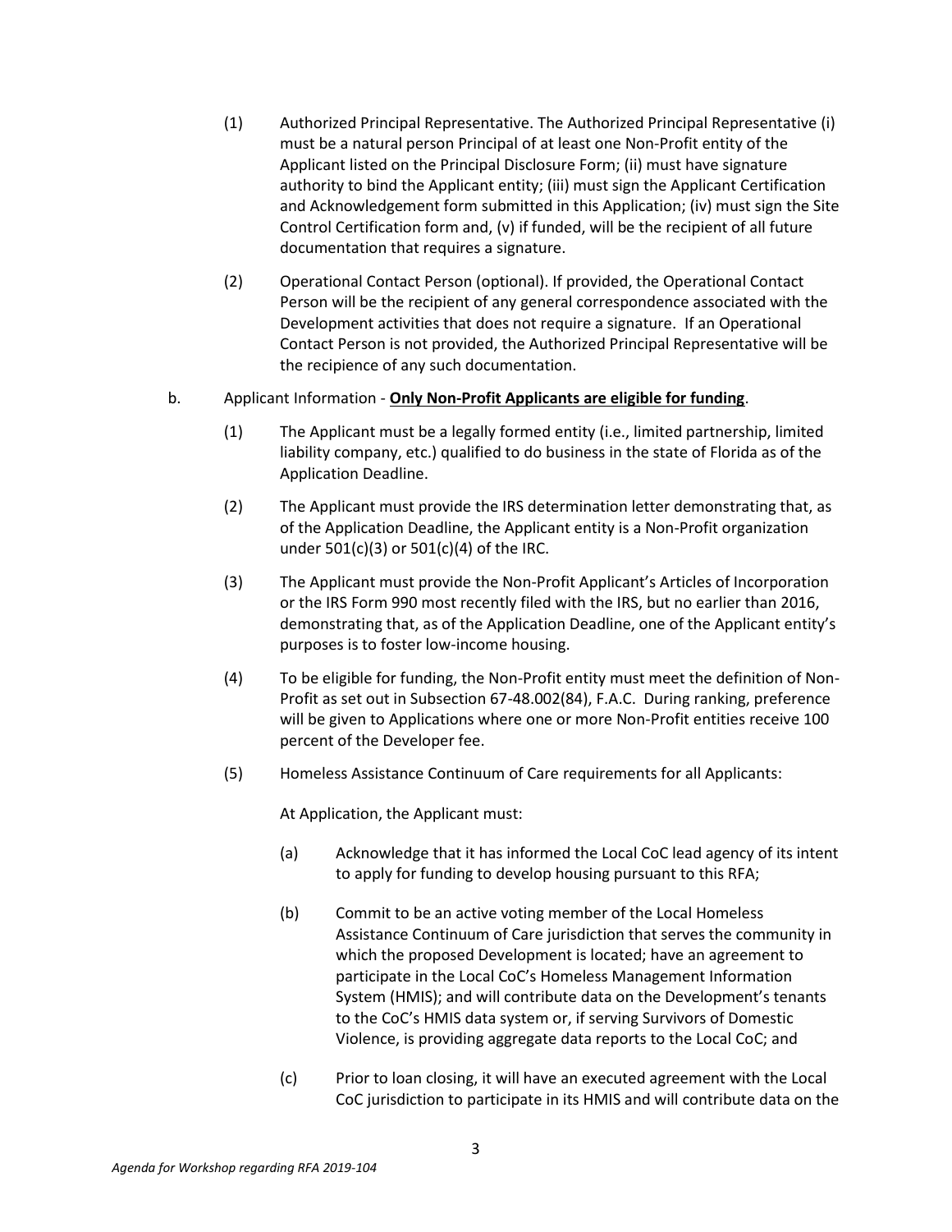(1) Authorized Principal Representative. The Authorized Principal Representative (i) must be a natural person Principal of at least one Non-Profit entity of the Applicant listed on the Principal Disclosure Form; (ii) must have signature authority to bind the Applicant entity; (iii) must sign the Applicant Certification and Acknowledgement form submitted in this Application; (iv) must sign the Site Control Certification form and, (v) if funded, will be the recipient of all future documentation that requires a signature.

(2) Operational Contact Person (optional). If provided, the Operational Contact Person will be the recipient of any general correspondence associated with the Development activities that does not require a signature. If an Operational Contact Person is not provided, the Authorized Principal Representative will be the recipience of any such documentation.

b. Applicant Information - **Only Non-Profit Applicants are eligible for funding**.

(1) The Applicant must be a legally formed entity (i.e., limited partnership, limited liability company, etc.) qualified to do business in the state of Florida as of the Application Deadline.

(2) The Applicant must provide the IRS determination letter demonstrating that, as of the Application Deadline, the Applicant entity is a Non-Profit organization under 501(c)(3) or 501(c)(4) of the IRC.

(3) The Applicant must provide the Non-Profit Applicant's Articles of Incorporation or the IRS Form 990 most recently filed with the IRS, but no earlier than 2016, demonstrating that, as of the Application Deadline, one of the Applicant entity's purposes is to foster low-income housing.

(4) To be eligible for funding, the Non-Profit entity must meet the definition of Non-Profit as set out in Subsection 67-48.002(84), F.A.C. During ranking, preference will be given to Applications where one or more Non-Profit entities receive 100 percent of the Developer fee.

(5) Homeless Assistance Continuum of Care requirements for all Applicants:

At Application, the Applicant must:

(a) Acknowledge that it has informed the Local CoC lead agency of its intent to apply for funding to develop housing pursuant to this RFA;

(b) Commit to be an active voting member of the Local Homeless Assistance Continuum of Care jurisdiction that serves the community in which the proposed Development is located; have an agreement to participate in the Local CoC's Homeless Management Information System (HMIS); and will contribute data on the Development's tenants to the CoC's HMIS data system or, if serving Survivors of Domestic Violence, is providing aggregate data reports to the Local CoC; and

(c) Prior to loan closing, it will have an executed agreement with the Local CoC jurisdiction to participate in its HMIS and will contribute data on the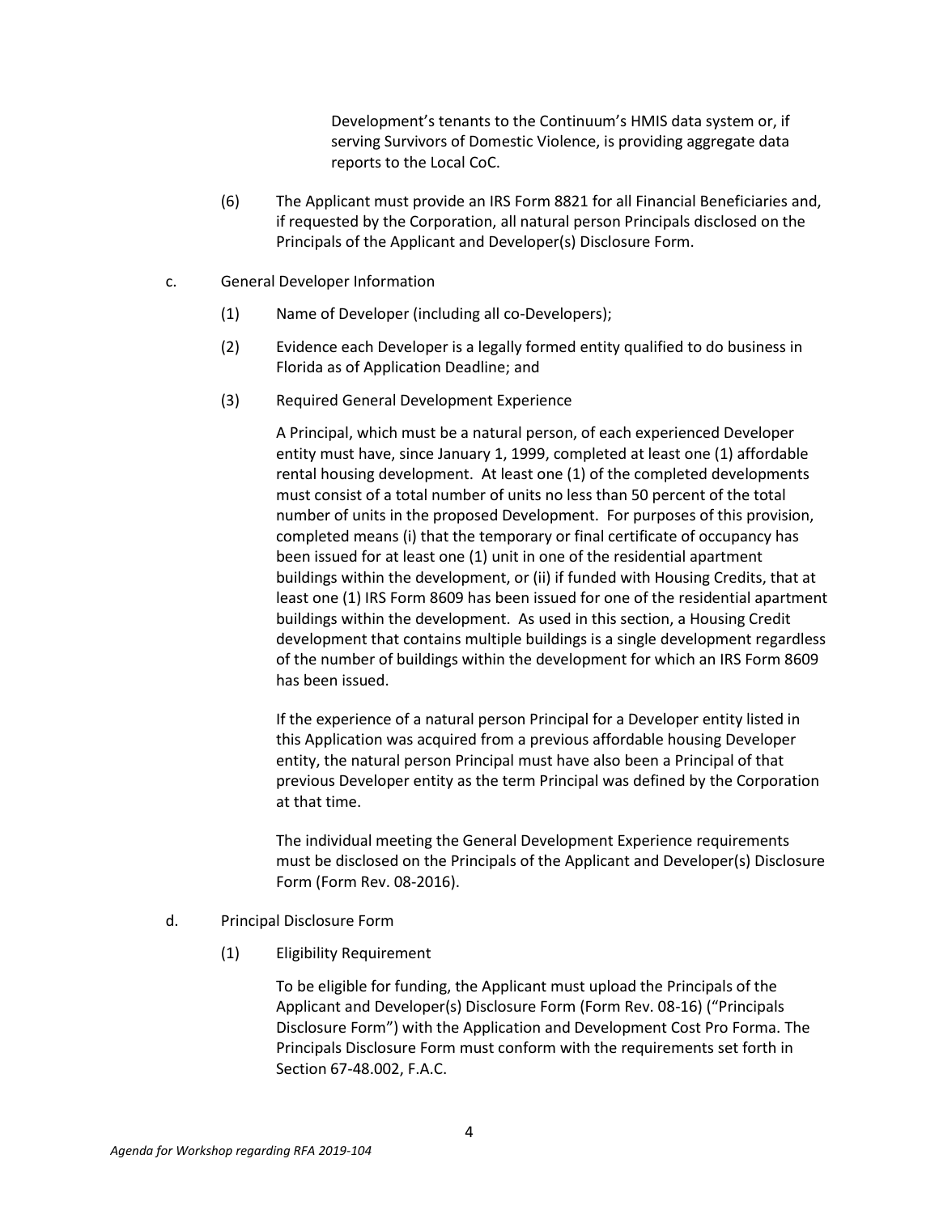Development's tenants to the Continuum's HMIS data system or, if serving Survivors of Domestic Violence, is providing aggregate data reports to the Local CoC.

(6) The Applicant must provide an IRS Form 8821 for all Financial Beneficiaries and, if requested by the Corporation, all natural person Principals disclosed on the Principals of the Applicant and Developer(s) Disclosure Form.

c. General Developer Information

(1) Name of Developer (including all co-Developers);

(2) Evidence each Developer is a legally formed entity qualified to do business in Florida as of Application Deadline; and

(3) Required General Development Experience

A Principal, which must be a natural person, of each experienced Developer entity must have, since January 1, 1999, completed at least one (1) affordable rental housing development. At least one (1) of the completed developments must consist of a total number of units no less than 50 percent of the total number of units in the proposed Development. For purposes of this provision, completed means (i) that the temporary or final certificate of occupancy has been issued for at least one (1) unit in one of the residential apartment buildings within the development, or (ii) if funded with Housing Credits, that at least one (1) IRS Form 8609 has been issued for one of the residential apartment buildings within the development. As used in this section, a Housing Credit development that contains multiple buildings is a single development regardless of the number of buildings within the development for which an IRS Form 8609 has been issued.

If the experience of a natural person Principal for a Developer entity listed in this Application was acquired from a previous affordable housing Developer entity, the natural person Principal must have also been a Principal of that previous Developer entity as the term Principal was defined by the Corporation at that time.

The individual meeting the General Development Experience requirements must be disclosed on the Principals of the Applicant and Developer(s) Disclosure Form (Form Rev. 08-2016).

d. Principal Disclosure Form

(1) Eligibility Requirement

To be eligible for funding, the Applicant must upload the Principals of the Applicant and Developer(s) Disclosure Form (Form Rev. 08-16) ("Principals Disclosure Form") with the Application and Development Cost Pro Forma. The Principals Disclosure Form must conform with the requirements set forth in Section 67-48.002, F.A.C.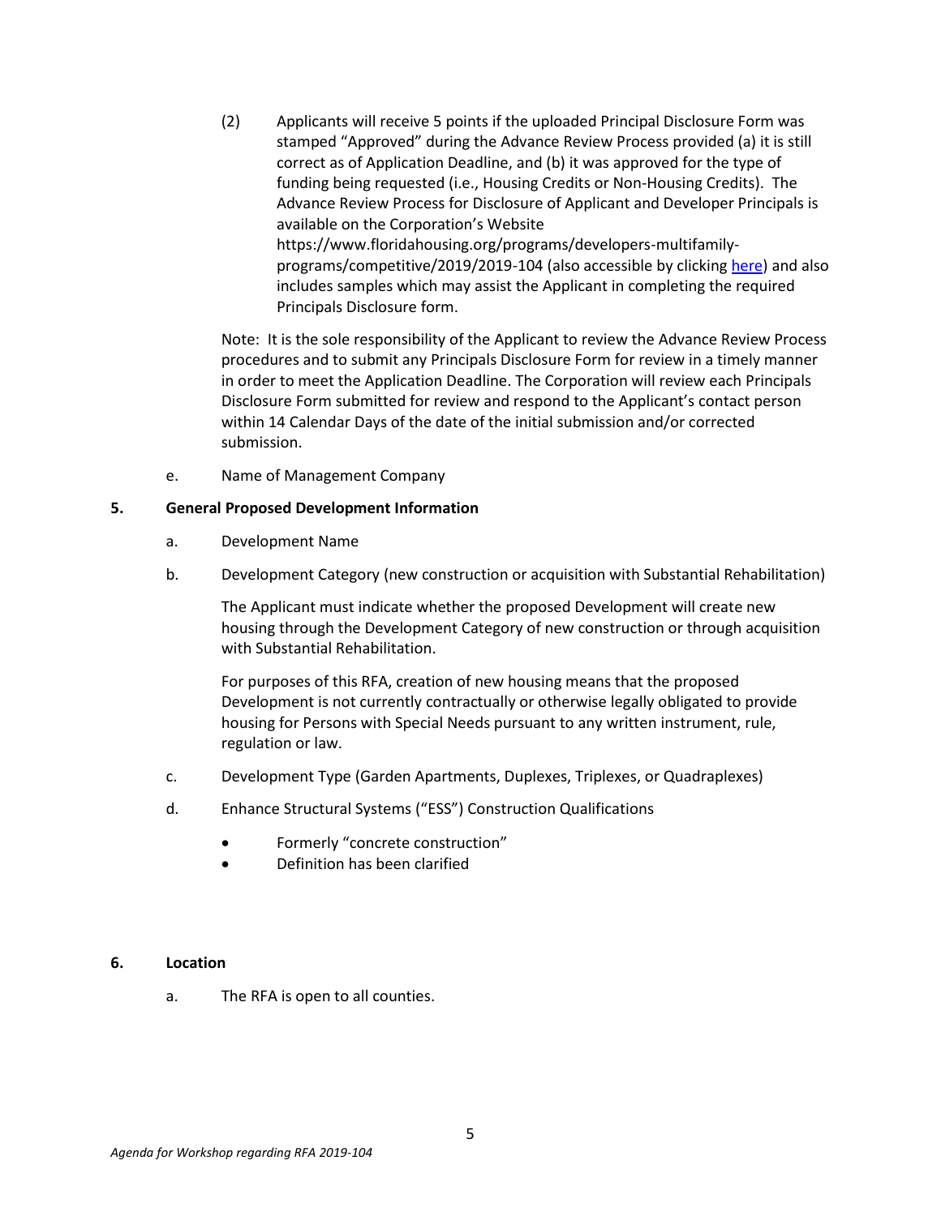(2) Applicants will receive 5 points if the uploaded Principal Disclosure Form was stamped "Approved" during the Advance Review Process provided (a) it is still correct as of Application Deadline, and (b) it was approved for the type of funding being requested (i.e., Housing Credits or Non-Housing Credits). The Advance Review Process for Disclosure of Applicant and Developer Principals is available on the Corporation's Website https://www.floridahousing.org/programs/developers-multifamily-programs/competitive/2019/2019-104 (also accessible by clicking here) and also includes samples which may assist the Applicant in completing the required Principals Disclosure form.

Note: It is the sole responsibility of the Applicant to review the Advance Review Process procedures and to submit any Principals Disclosure Form for review in a timely manner in order to meet the Application Deadline. The Corporation will review each Principals Disclosure Form submitted for review and respond to the Applicant's contact person within 14 Calendar Days of the date of the initial submission and/or corrected submission.

e. Name of Management Company

**5. General Proposed Development Information**

a. Development Name

b. Development Category (new construction or acquisition with Substantial Rehabilitation)

The Applicant must indicate whether the proposed Development will create new housing through the Development Category of new construction or through acquisition with Substantial Rehabilitation.

For purposes of this RFA, creation of new housing means that the proposed Development is not currently contractually or otherwise legally obligated to provide housing for Persons with Special Needs pursuant to any written instrument, rule, regulation or law.

c. Development Type (Garden Apartments, Duplexes, Triplexes, or Quadraplexes)

d. Enhance Structural Systems ("ESS") Construction Qualifications

- Formerly "concrete construction"
- Definition has been clarified

**6. Location**

a. The RFA is open to all counties.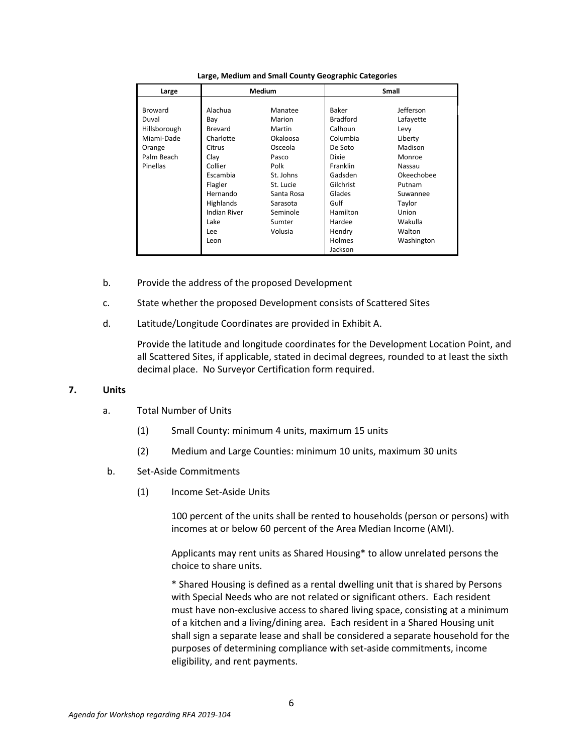**Large, Medium and Small County Geographic Categories**

| Large | Medium | | Small | |
|---|---|---|---|---|
| Broward | Alachua | Manatee | Baker | Jefferson |
| Duval | Bay | Marion | Bradford | Lafayette |
| Hillsborough | Brevard | Martin | Calhoun | Levy |
| Miami-Dade | Charlotte | Okaloosa | Columbia | Liberty |
| Orange | Citrus | Osceola | De Soto | Madison |
| Palm Beach | Clay | Pasco | Dixie | Monroe |
| Pinellas | Collier | Polk | Franklin | Nassau |
| | Escambia | St. Johns | Gadsden | Okeechobee |
| | Flagler | St. Lucie | Gilchrist | Putnam |
| | Hernando | Santa Rosa | Glades | Suwannee |
| | Highlands | Sarasota | Gulf | Taylor |
| | Indian River | Seminole | Hamilton | Union |
| | Lake | Sumter | Hardee | Wakulla |
| | Lee | Volusia | Hendry | Walton |
| | Leon | | Holmes | Washington |
| | | | Jackson | |

b. Provide the address of the proposed Development

c. State whether the proposed Development consists of Scattered Sites

d. Latitude/Longitude Coordinates are provided in Exhibit A.

Provide the latitude and longitude coordinates for the Development Location Point, and all Scattered Sites, if applicable, stated in decimal degrees, rounded to at least the sixth decimal place. No Surveyor Certification form required.

**7. Units**

a. Total Number of Units

(1) Small County: minimum 4 units, maximum 15 units

(2) Medium and Large Counties: minimum 10 units, maximum 30 units

b. Set-Aside Commitments

(1) Income Set-Aside Units

100 percent of the units shall be rented to households (person or persons) with incomes at or below 60 percent of the Area Median Income (AMI).

Applicants may rent units as Shared Housing* to allow unrelated persons the choice to share units.

* Shared Housing is defined as a rental dwelling unit that is shared by Persons with Special Needs who are not related or significant others. Each resident must have non-exclusive access to shared living space, consisting at a minimum of a kitchen and a living/dining area. Each resident in a Shared Housing unit shall sign a separate lease and shall be considered a separate household for the purposes of determining compliance with set-aside commitments, income eligibility, and rent payments.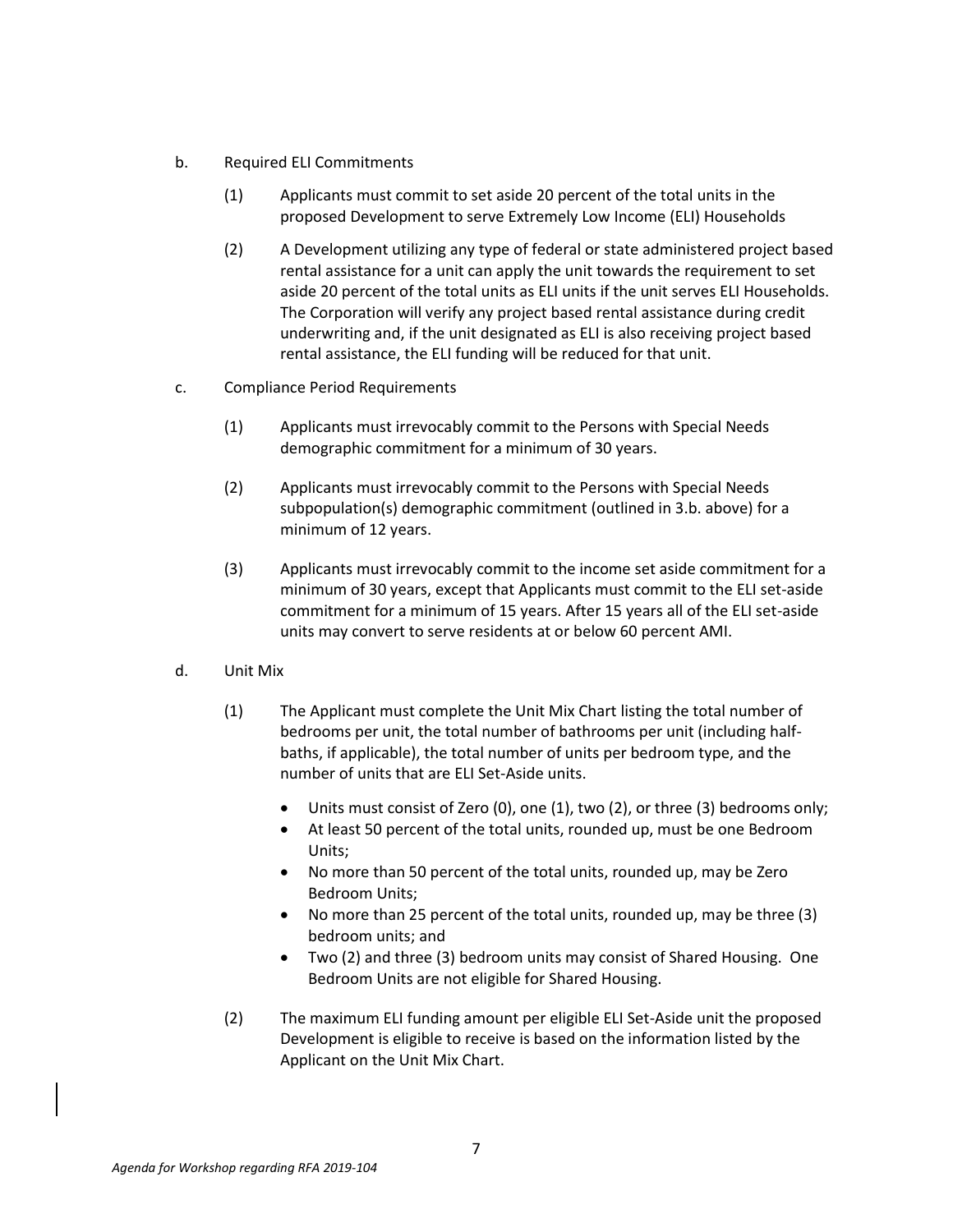b. Required ELI Commitments

(1) Applicants must commit to set aside 20 percent of the total units in the proposed Development to serve Extremely Low Income (ELI) Households

(2) A Development utilizing any type of federal or state administered project based rental assistance for a unit can apply the unit towards the requirement to set aside 20 percent of the total units as ELI units if the unit serves ELI Households. The Corporation will verify any project based rental assistance during credit underwriting and, if the unit designated as ELI is also receiving project based rental assistance, the ELI funding will be reduced for that unit.

c. Compliance Period Requirements

(1) Applicants must irrevocably commit to the Persons with Special Needs demographic commitment for a minimum of 30 years.

(2) Applicants must irrevocably commit to the Persons with Special Needs subpopulation(s) demographic commitment (outlined in 3.b. above) for a minimum of 12 years.

(3) Applicants must irrevocably commit to the income set aside commitment for a minimum of 30 years, except that Applicants must commit to the ELI set-aside commitment for a minimum of 15 years. After 15 years all of the ELI set-aside units may convert to serve residents at or below 60 percent AMI.

d. Unit Mix

(1) The Applicant must complete the Unit Mix Chart listing the total number of bedrooms per unit, the total number of bathrooms per unit (including half-baths, if applicable), the total number of units per bedroom type, and the number of units that are ELI Set-Aside units.

- Units must consist of Zero (0), one (1), two (2), or three (3) bedrooms only;
- At least 50 percent of the total units, rounded up, must be one Bedroom Units;
- No more than 50 percent of the total units, rounded up, may be Zero Bedroom Units;
- No more than 25 percent of the total units, rounded up, may be three (3) bedroom units; and
- Two (2) and three (3) bedroom units may consist of Shared Housing. One Bedroom Units are not eligible for Shared Housing.

(2) The maximum ELI funding amount per eligible ELI Set-Aside unit the proposed Development is eligible to receive is based on the information listed by the Applicant on the Unit Mix Chart.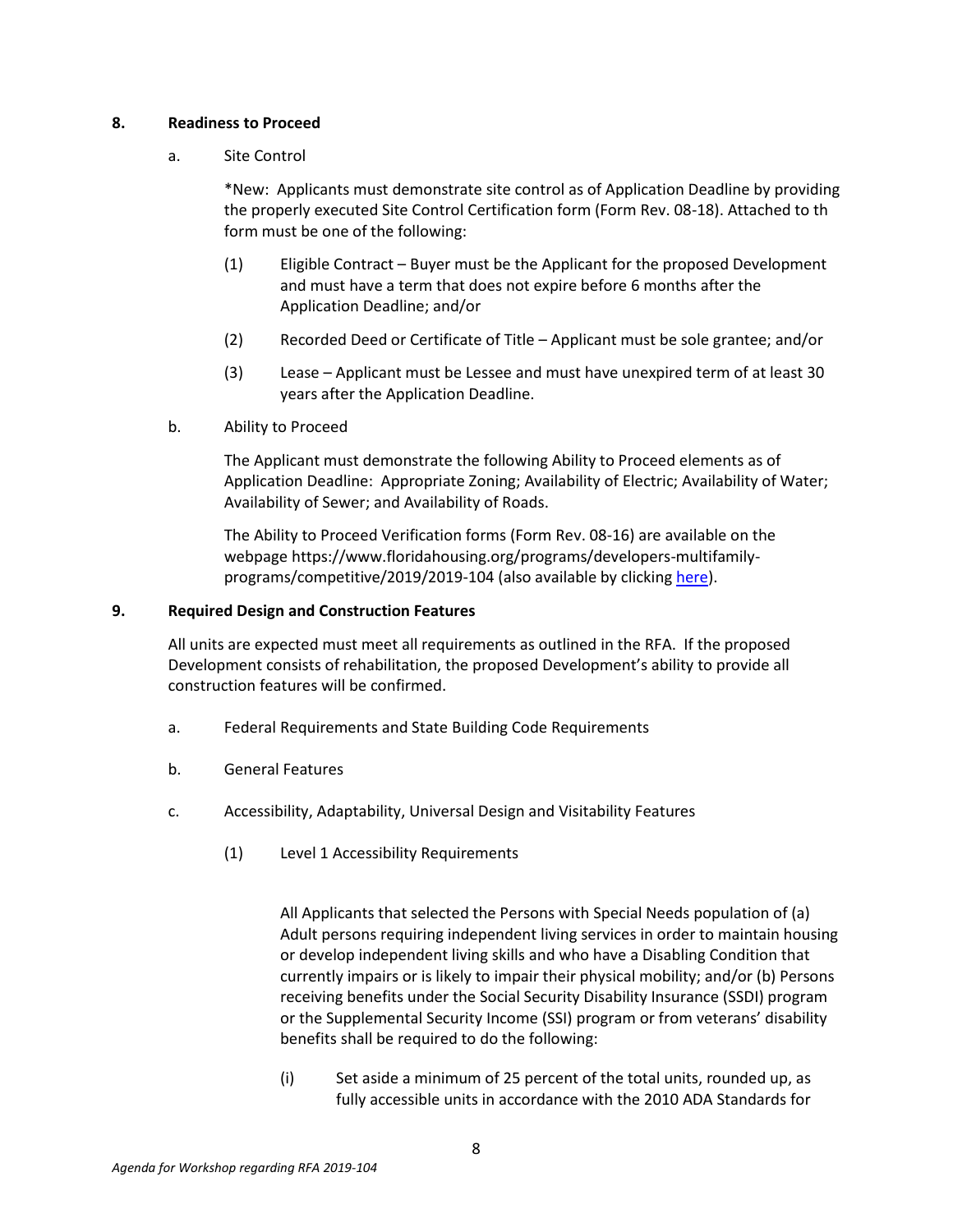**8. Readiness to Proceed**

a. Site Control

*New: Applicants must demonstrate site control as of Application Deadline by providing the properly executed Site Control Certification form (Form Rev. 08-18). Attached to th form must be one of the following:

(1) Eligible Contract – Buyer must be the Applicant for the proposed Development and must have a term that does not expire before 6 months after the Application Deadline; and/or

(2) Recorded Deed or Certificate of Title – Applicant must be sole grantee; and/or

(3) Lease – Applicant must be Lessee and must have unexpired term of at least 30 years after the Application Deadline.

b. Ability to Proceed

The Applicant must demonstrate the following Ability to Proceed elements as of Application Deadline: Appropriate Zoning; Availability of Electric; Availability of Water; Availability of Sewer; and Availability of Roads.

The Ability to Proceed Verification forms (Form Rev. 08-16) are available on the webpage https://www.floridahousing.org/programs/developers-multifamily-programs/competitive/2019/2019-104 (also available by clicking here).

**9. Required Design and Construction Features**

All units are expected must meet all requirements as outlined in the RFA. If the proposed Development consists of rehabilitation, the proposed Development's ability to provide all construction features will be confirmed.

a. Federal Requirements and State Building Code Requirements

b. General Features

c. Accessibility, Adaptability, Universal Design and Visitability Features

(1) Level 1 Accessibility Requirements

All Applicants that selected the Persons with Special Needs population of (a) Adult persons requiring independent living services in order to maintain housing or develop independent living skills and who have a Disabling Condition that currently impairs or is likely to impair their physical mobility; and/or (b) Persons receiving benefits under the Social Security Disability Insurance (SSDI) program or the Supplemental Security Income (SSI) program or from veterans' disability benefits shall be required to do the following:

(i) Set aside a minimum of 25 percent of the total units, rounded up, as fully accessible units in accordance with the 2010 ADA Standards for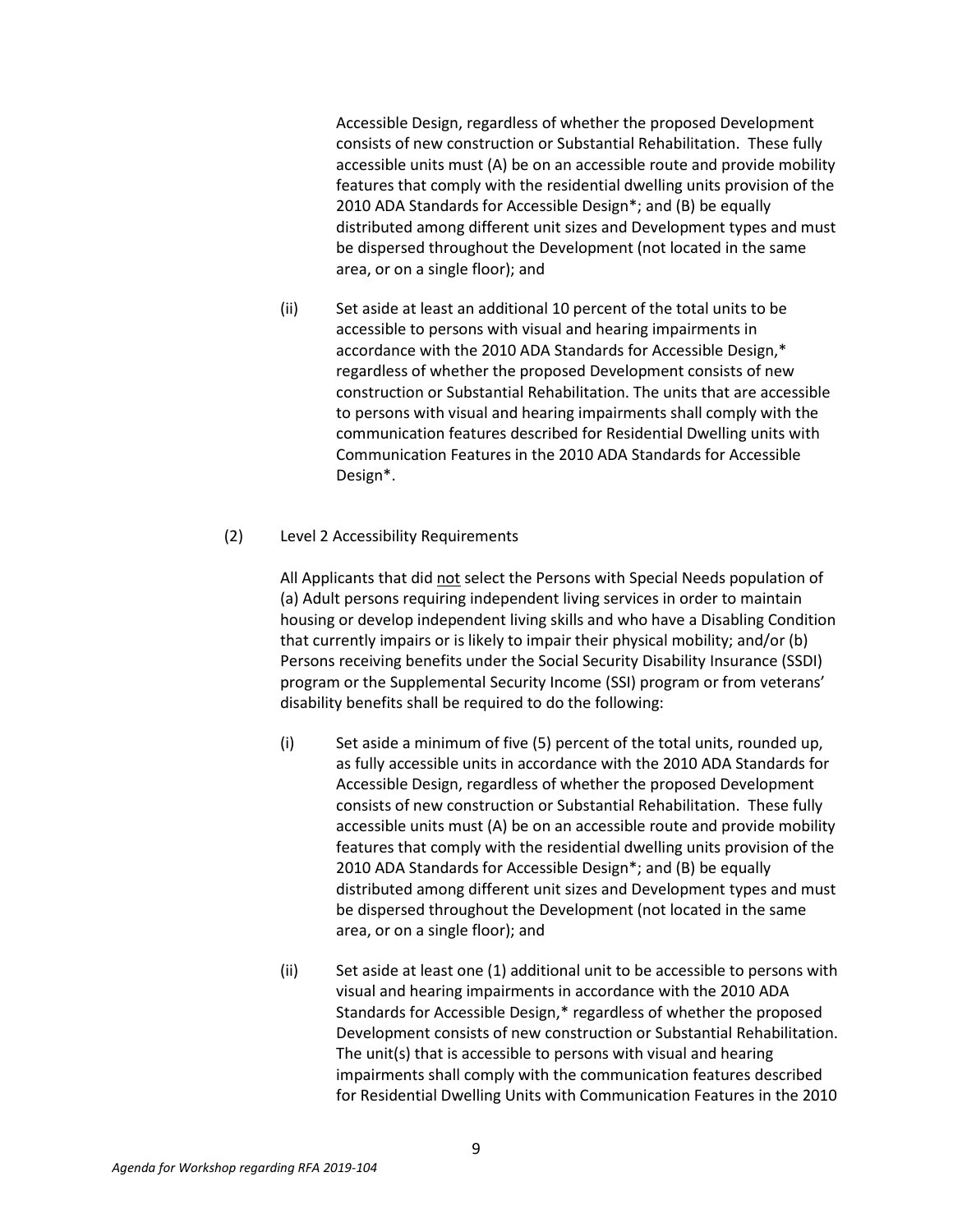Accessible Design, regardless of whether the proposed Development consists of new construction or Substantial Rehabilitation. These fully accessible units must (A) be on an accessible route and provide mobility features that comply with the residential dwelling units provision of the 2010 ADA Standards for Accessible Design*; and (B) be equally distributed among different unit sizes and Development types and must be dispersed throughout the Development (not located in the same area, or on a single floor); and

(ii) Set aside at least an additional 10 percent of the total units to be accessible to persons with visual and hearing impairments in accordance with the 2010 ADA Standards for Accessible Design,* regardless of whether the proposed Development consists of new construction or Substantial Rehabilitation. The units that are accessible to persons with visual and hearing impairments shall comply with the communication features described for Residential Dwelling units with Communication Features in the 2010 ADA Standards for Accessible Design*.

(2) Level 2 Accessibility Requirements

All Applicants that did not select the Persons with Special Needs population of (a) Adult persons requiring independent living services in order to maintain housing or develop independent living skills and who have a Disabling Condition that currently impairs or is likely to impair their physical mobility; and/or (b) Persons receiving benefits under the Social Security Disability Insurance (SSDI) program or the Supplemental Security Income (SSI) program or from veterans' disability benefits shall be required to do the following:

(i) Set aside a minimum of five (5) percent of the total units, rounded up, as fully accessible units in accordance with the 2010 ADA Standards for Accessible Design, regardless of whether the proposed Development consists of new construction or Substantial Rehabilitation. These fully accessible units must (A) be on an accessible route and provide mobility features that comply with the residential dwelling units provision of the 2010 ADA Standards for Accessible Design*; and (B) be equally distributed among different unit sizes and Development types and must be dispersed throughout the Development (not located in the same area, or on a single floor); and

(ii) Set aside at least one (1) additional unit to be accessible to persons with visual and hearing impairments in accordance with the 2010 ADA Standards for Accessible Design,* regardless of whether the proposed Development consists of new construction or Substantial Rehabilitation. The unit(s) that is accessible to persons with visual and hearing impairments shall comply with the communication features described for Residential Dwelling Units with Communication Features in the 2010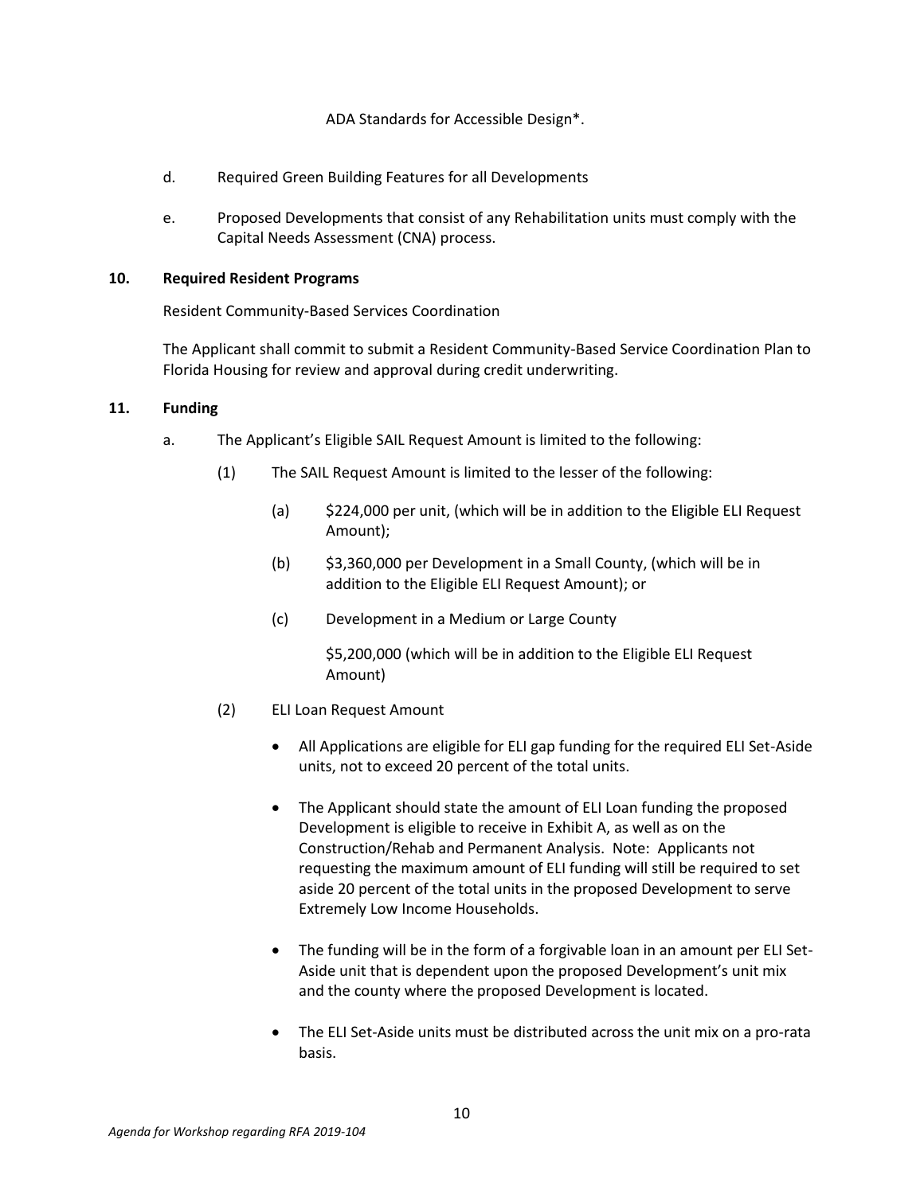ADA Standards for Accessible Design*.

d. Required Green Building Features for all Developments

e. Proposed Developments that consist of any Rehabilitation units must comply with the Capital Needs Assessment (CNA) process.

**10. Required Resident Programs**

Resident Community-Based Services Coordination

The Applicant shall commit to submit a Resident Community-Based Service Coordination Plan to Florida Housing for review and approval during credit underwriting.

**11. Funding**

a. The Applicant's Eligible SAIL Request Amount is limited to the following:

(1) The SAIL Request Amount is limited to the lesser of the following:

(a) $224,000 per unit, (which will be in addition to the Eligible ELI Request Amount);

(b) $3,360,000 per Development in a Small County, (which will be in addition to the Eligible ELI Request Amount); or

(c) Development in a Medium or Large County

$5,200,000 (which will be in addition to the Eligible ELI Request Amount)

(2) ELI Loan Request Amount

- All Applications are eligible for ELI gap funding for the required ELI Set-Aside units, not to exceed 20 percent of the total units.
- The Applicant should state the amount of ELI Loan funding the proposed Development is eligible to receive in Exhibit A, as well as on the Construction/Rehab and Permanent Analysis. Note: Applicants not requesting the maximum amount of ELI funding will still be required to set aside 20 percent of the total units in the proposed Development to serve Extremely Low Income Households.
- The funding will be in the form of a forgivable loan in an amount per ELI Set-Aside unit that is dependent upon the proposed Development's unit mix and the county where the proposed Development is located.
- The ELI Set-Aside units must be distributed across the unit mix on a pro-rata basis.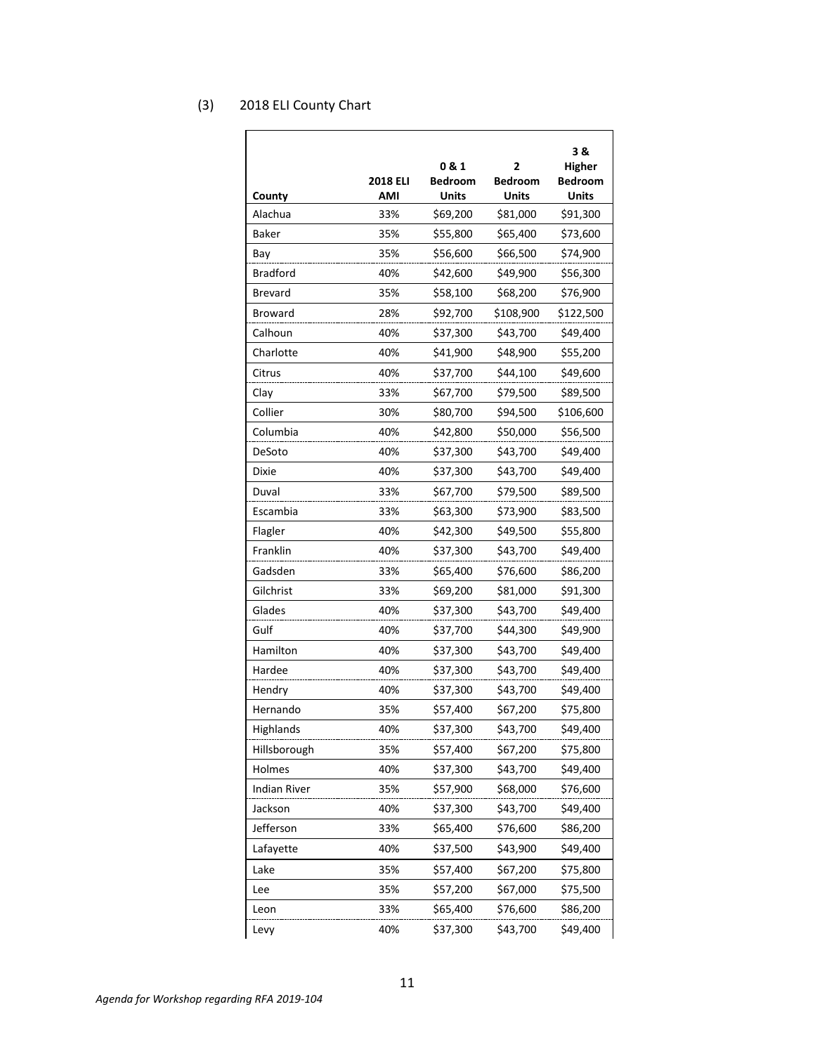(3) 2018 ELI County Chart

| County | 2018 ELI AMI | 0 & 1 Bedroom Units | 2 Bedroom Units | 3 & Higher Bedroom Units |
|---|---|---|---|---|
| Alachua | 33% | $69,200 | $81,000 | $91,300 |
| Baker | 35% | $55,800 | $65,400 | $73,600 |
| Bay | 35% | $56,600 | $66,500 | $74,900 |
| Bradford | 40% | $42,600 | $49,900 | $56,300 |
| Brevard | 35% | $58,100 | $68,200 | $76,900 |
| Broward | 28% | $92,700 | $108,900 | $122,500 |
| Calhoun | 40% | $37,300 | $43,700 | $49,400 |
| Charlotte | 40% | $41,900 | $48,900 | $55,200 |
| Citrus | 40% | $37,700 | $44,100 | $49,600 |
| Clay | 33% | $67,700 | $79,500 | $89,500 |
| Collier | 30% | $80,700 | $94,500 | $106,600 |
| Columbia | 40% | $42,800 | $50,000 | $56,500 |
| DeSoto | 40% | $37,300 | $43,700 | $49,400 |
| Dixie | 40% | $37,300 | $43,700 | $49,400 |
| Duval | 33% | $67,700 | $79,500 | $89,500 |
| Escambia | 33% | $63,300 | $73,900 | $83,500 |
| Flagler | 40% | $42,300 | $49,500 | $55,800 |
| Franklin | 40% | $37,300 | $43,700 | $49,400 |
| Gadsden | 33% | $65,400 | $76,600 | $86,200 |
| Gilchrist | 33% | $69,200 | $81,000 | $91,300 |
| Glades | 40% | $37,300 | $43,700 | $49,400 |
| Gulf | 40% | $37,700 | $44,300 | $49,900 |
| Hamilton | 40% | $37,300 | $43,700 | $49,400 |
| Hardee | 40% | $37,300 | $43,700 | $49,400 |
| Hendry | 40% | $37,300 | $43,700 | $49,400 |
| Hernando | 35% | $57,400 | $67,200 | $75,800 |
| Highlands | 40% | $37,300 | $43,700 | $49,400 |
| Hillsborough | 35% | $57,400 | $67,200 | $75,800 |
| Holmes | 40% | $37,300 | $43,700 | $49,400 |
| Indian River | 35% | $57,900 | $68,000 | $76,600 |
| Jackson | 40% | $37,300 | $43,700 | $49,400 |
| Jefferson | 33% | $65,400 | $76,600 | $86,200 |
| Lafayette | 40% | $37,500 | $43,900 | $49,400 |
| Lake | 35% | $57,400 | $67,200 | $75,800 |
| Lee | 35% | $57,200 | $67,000 | $75,500 |
| Leon | 33% | $65,400 | $76,600 | $86,200 |
| Levy | 40% | $37,300 | $43,700 | $49,400 |

*Agenda for Workshop regarding RFA 2019-104*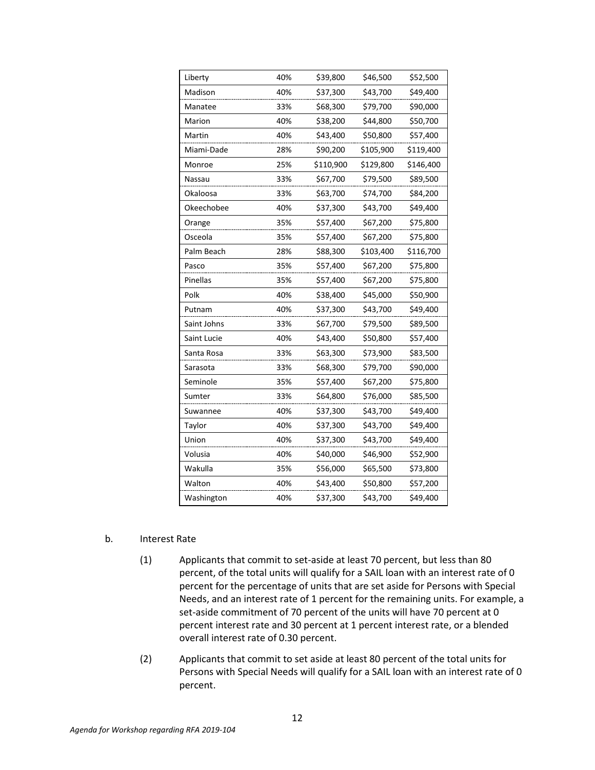| | | | | |
|---|---|---|---|---|
| Liberty | 40% | $39,800 | $46,500 | $52,500 |
| Madison | 40% | $37,300 | $43,700 | $49,400 |
| Manatee | 33% | $68,300 | $79,700 | $90,000 |
| Marion | 40% | $38,200 | $44,800 | $50,700 |
| Martin | 40% | $43,400 | $50,800 | $57,400 |
| Miami-Dade | 28% | $90,200 | $105,900 | $119,400 |
| Monroe | 25% | $110,900 | $129,800 | $146,400 |
| Nassau | 33% | $67,700 | $79,500 | $89,500 |
| Okaloosa | 33% | $63,700 | $74,700 | $84,200 |
| Okeechobee | 40% | $37,300 | $43,700 | $49,400 |
| Orange | 35% | $57,400 | $67,200 | $75,800 |
| Osceola | 35% | $57,400 | $67,200 | $75,800 |
| Palm Beach | 28% | $88,300 | $103,400 | $116,700 |
| Pasco | 35% | $57,400 | $67,200 | $75,800 |
| Pinellas | 35% | $57,400 | $67,200 | $75,800 |
| Polk | 40% | $38,400 | $45,000 | $50,900 |
| Putnam | 40% | $37,300 | $43,700 | $49,400 |
| Saint Johns | 33% | $67,700 | $79,500 | $89,500 |
| Saint Lucie | 40% | $43,400 | $50,800 | $57,400 |
| Santa Rosa | 33% | $63,300 | $73,900 | $83,500 |
| Sarasota | 33% | $68,300 | $79,700 | $90,000 |
| Seminole | 35% | $57,400 | $67,200 | $75,800 |
| Sumter | 33% | $64,800 | $76,000 | $85,500 |
| Suwannee | 40% | $37,300 | $43,700 | $49,400 |
| Taylor | 40% | $37,300 | $43,700 | $49,400 |
| Union | 40% | $37,300 | $43,700 | $49,400 |
| Volusia | 40% | $40,000 | $46,900 | $52,900 |
| Wakulla | 35% | $56,000 | $65,500 | $73,800 |
| Walton | 40% | $43,400 | $50,800 | $57,200 |
| Washington | 40% | $37,300 | $43,700 | $49,400 |

b. Interest Rate

(1) Applicants that commit to set-aside at least 70 percent, but less than 80 percent, of the total units will qualify for a SAIL loan with an interest rate of 0 percent for the percentage of units that are set aside for Persons with Special Needs, and an interest rate of 1 percent for the remaining units. For example, a set-aside commitment of 70 percent of the units will have 70 percent at 0 percent interest rate and 30 percent at 1 percent interest rate, or a blended overall interest rate of 0.30 percent.

(2) Applicants that commit to set aside at least 80 percent of the total units for Persons with Special Needs will qualify for a SAIL loan with an interest rate of 0 percent.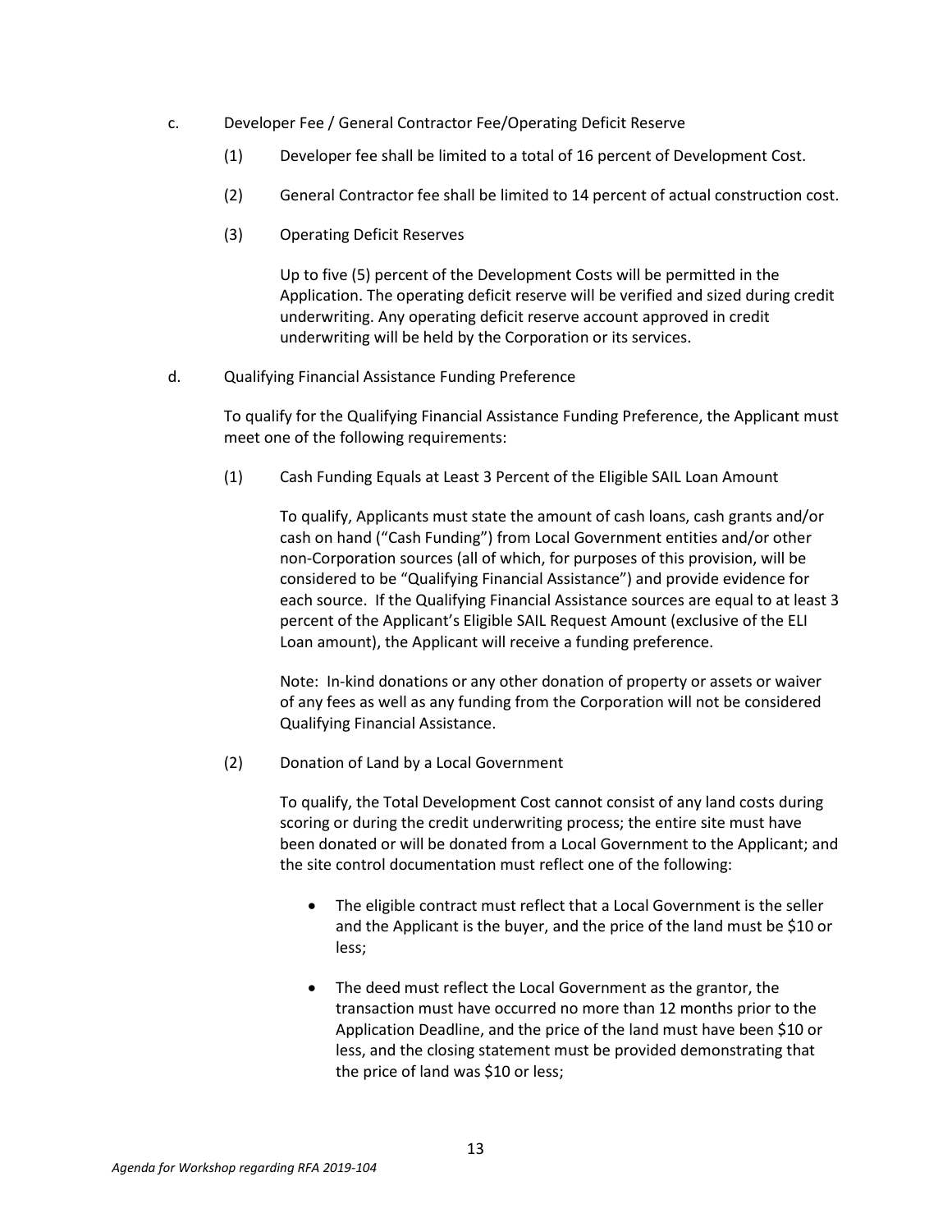c. Developer Fee / General Contractor Fee/Operating Deficit Reserve

(1) Developer fee shall be limited to a total of 16 percent of Development Cost.

(2) General Contractor fee shall be limited to 14 percent of actual construction cost.

(3) Operating Deficit Reserves

Up to five (5) percent of the Development Costs will be permitted in the Application. The operating deficit reserve will be verified and sized during credit underwriting. Any operating deficit reserve account approved in credit underwriting will be held by the Corporation or its services.

d. Qualifying Financial Assistance Funding Preference

To qualify for the Qualifying Financial Assistance Funding Preference, the Applicant must meet one of the following requirements:

(1) Cash Funding Equals at Least 3 Percent of the Eligible SAIL Loan Amount

To qualify, Applicants must state the amount of cash loans, cash grants and/or cash on hand ("Cash Funding") from Local Government entities and/or other non-Corporation sources (all of which, for purposes of this provision, will be considered to be "Qualifying Financial Assistance") and provide evidence for each source. If the Qualifying Financial Assistance sources are equal to at least 3 percent of the Applicant's Eligible SAIL Request Amount (exclusive of the ELI Loan amount), the Applicant will receive a funding preference.

Note: In-kind donations or any other donation of property or assets or waiver of any fees as well as any funding from the Corporation will not be considered Qualifying Financial Assistance.

(2) Donation of Land by a Local Government

To qualify, the Total Development Cost cannot consist of any land costs during scoring or during the credit underwriting process; the entire site must have been donated or will be donated from a Local Government to the Applicant; and the site control documentation must reflect one of the following:

- The eligible contract must reflect that a Local Government is the seller and the Applicant is the buyer, and the price of the land must be $10 or less;
- The deed must reflect the Local Government as the grantor, the transaction must have occurred no more than 12 months prior to the Application Deadline, and the price of the land must have been $10 or less, and the closing statement must be provided demonstrating that the price of land was $10 or less;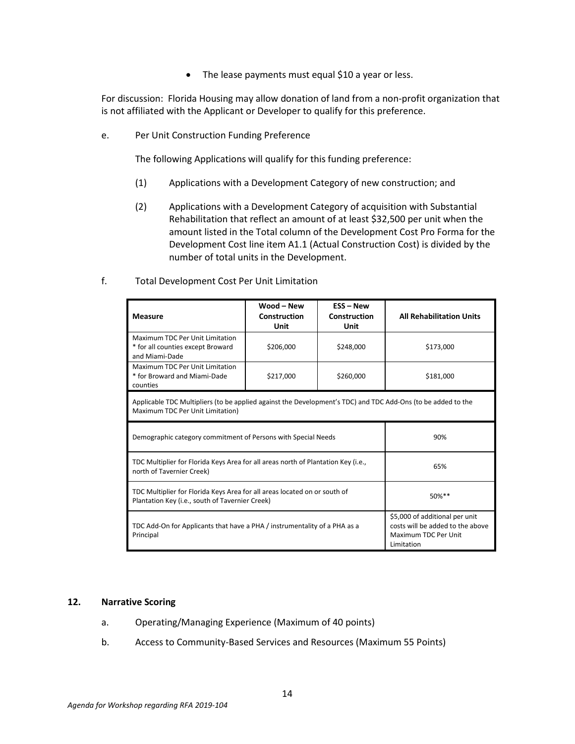- The lease payments must equal $10 a year or less.

For discussion: Florida Housing may allow donation of land from a non-profit organization that is not affiliated with the Applicant or Developer to qualify for this preference.

e. Per Unit Construction Funding Preference

The following Applications will qualify for this funding preference:

(1) Applications with a Development Category of new construction; and

(2) Applications with a Development Category of acquisition with Substantial Rehabilitation that reflect an amount of at least $32,500 per unit when the amount listed in the Total column of the Development Cost Pro Forma for the Development Cost line item A1.1 (Actual Construction Cost) is divided by the number of total units in the Development.

f. Total Development Cost Per Unit Limitation

| Measure | Wood – New Construction Unit | ESS – New Construction Unit | All Rehabilitation Units |
|---|---|---|---|
| Maximum TDC Per Unit Limitation * for all counties except Broward and Miami-Dade | $206,000 | $248,000 | $173,000 |
| Maximum TDC Per Unit Limitation * for Broward and Miami-Dade counties | $217,000 | $260,000 | $181,000 |
| Applicable TDC Multipliers (to be applied against the Development's TDC) and TDC Add-Ons (to be added to the Maximum TDC Per Unit Limitation) | | | |
| Demographic category commitment of Persons with Special Needs | | | 90% |
| TDC Multiplier for Florida Keys Area for all areas north of Plantation Key (i.e., north of Tavernier Creek) | | | 65% |
| TDC Multiplier for Florida Keys Area for all areas located on or south of Plantation Key (i.e., south of Tavernier Creek) | | | 50%** |
| TDC Add-On for Applicants that have a PHA / instrumentality of a PHA as a Principal | | | $5,000 of additional per unit costs will be added to the above Maximum TDC Per Unit Limitation |

### 12. Narrative Scoring

a. Operating/Managing Experience (Maximum of 40 points)

b. Access to Community-Based Services and Resources (Maximum 55 Points)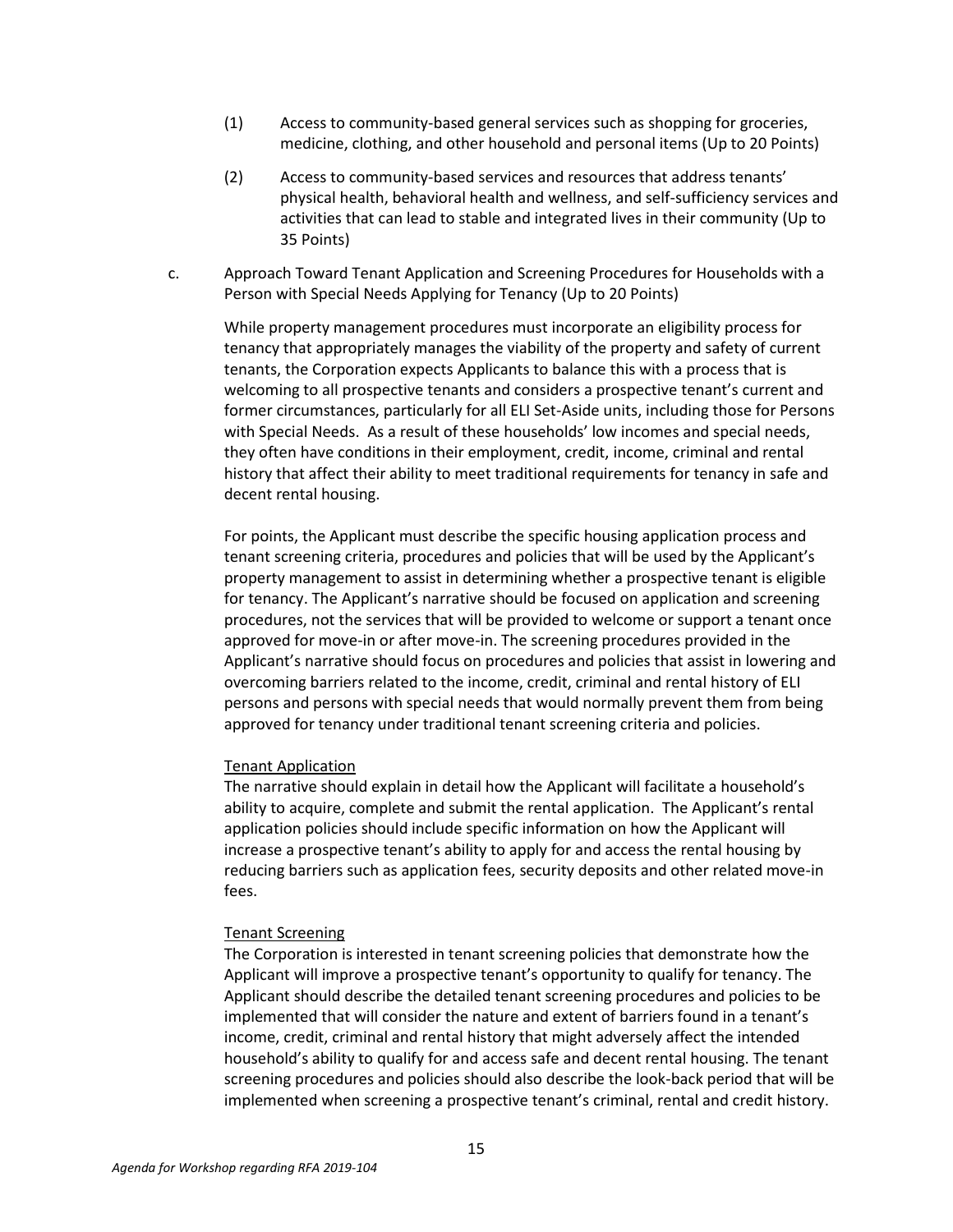(1) Access to community-based general services such as shopping for groceries, medicine, clothing, and other household and personal items (Up to 20 Points)

(2) Access to community-based services and resources that address tenants' physical health, behavioral health and wellness, and self-sufficiency services and activities that can lead to stable and integrated lives in their community (Up to 35 Points)

c. Approach Toward Tenant Application and Screening Procedures for Households with a Person with Special Needs Applying for Tenancy (Up to 20 Points)

While property management procedures must incorporate an eligibility process for tenancy that appropriately manages the viability of the property and safety of current tenants, the Corporation expects Applicants to balance this with a process that is welcoming to all prospective tenants and considers a prospective tenant's current and former circumstances, particularly for all ELI Set-Aside units, including those for Persons with Special Needs. As a result of these households' low incomes and special needs, they often have conditions in their employment, credit, income, criminal and rental history that affect their ability to meet traditional requirements for tenancy in safe and decent rental housing.

For points, the Applicant must describe the specific housing application process and tenant screening criteria, procedures and policies that will be used by the Applicant's property management to assist in determining whether a prospective tenant is eligible for tenancy. The Applicant's narrative should be focused on application and screening procedures, not the services that will be provided to welcome or support a tenant once approved for move-in or after move-in. The screening procedures provided in the Applicant's narrative should focus on procedures and policies that assist in lowering and overcoming barriers related to the income, credit, criminal and rental history of ELI persons and persons with special needs that would normally prevent them from being approved for tenancy under traditional tenant screening criteria and policies.

Tenant Application

The narrative should explain in detail how the Applicant will facilitate a household's ability to acquire, complete and submit the rental application. The Applicant's rental application policies should include specific information on how the Applicant will increase a prospective tenant's ability to apply for and access the rental housing by reducing barriers such as application fees, security deposits and other related move-in fees.

Tenant Screening

The Corporation is interested in tenant screening policies that demonstrate how the Applicant will improve a prospective tenant's opportunity to qualify for tenancy. The Applicant should describe the detailed tenant screening procedures and policies to be implemented that will consider the nature and extent of barriers found in a tenant's income, credit, criminal and rental history that might adversely affect the intended household's ability to qualify for and access safe and decent rental housing. The tenant screening procedures and policies should also describe the look-back period that will be implemented when screening a prospective tenant's criminal, rental and credit history.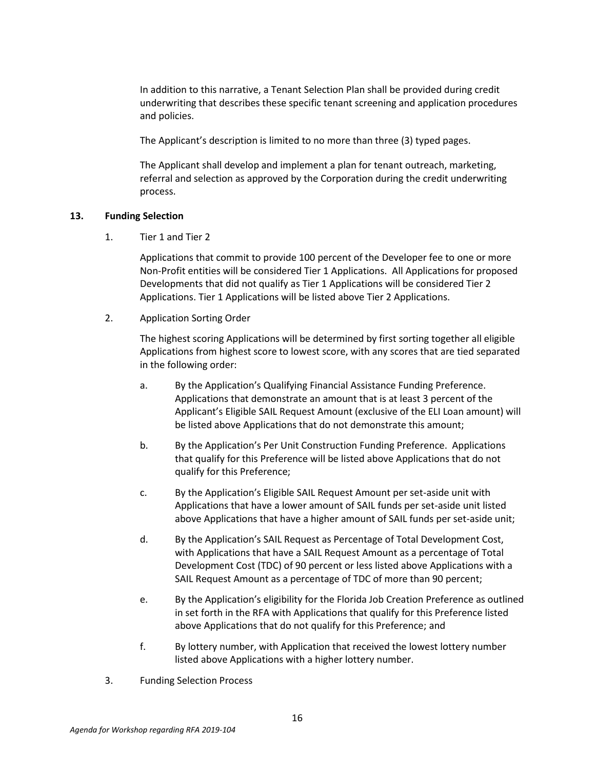In addition to this narrative, a Tenant Selection Plan shall be provided during credit underwriting that describes these specific tenant screening and application procedures and policies.

The Applicant's description is limited to no more than three (3) typed pages.

The Applicant shall develop and implement a plan for tenant outreach, marketing, referral and selection as approved by the Corporation during the credit underwriting process.

**13. Funding Selection**

1. Tier 1 and Tier 2

   Applications that commit to provide 100 percent of the Developer fee to one or more Non-Profit entities will be considered Tier 1 Applications. All Applications for proposed Developments that did not qualify as Tier 1 Applications will be considered Tier 2 Applications. Tier 1 Applications will be listed above Tier 2 Applications.

2. Application Sorting Order

   The highest scoring Applications will be determined by first sorting together all eligible Applications from highest score to lowest score, with any scores that are tied separated in the following order:

   a. By the Application's Qualifying Financial Assistance Funding Preference. Applications that demonstrate an amount that is at least 3 percent of the Applicant's Eligible SAIL Request Amount (exclusive of the ELI Loan amount) will be listed above Applications that do not demonstrate this amount;

   b. By the Application's Per Unit Construction Funding Preference. Applications that qualify for this Preference will be listed above Applications that do not qualify for this Preference;

   c. By the Application's Eligible SAIL Request Amount per set-aside unit with Applications that have a lower amount of SAIL funds per set-aside unit listed above Applications that have a higher amount of SAIL funds per set-aside unit;

   d. By the Application's SAIL Request as Percentage of Total Development Cost, with Applications that have a SAIL Request Amount as a percentage of Total Development Cost (TDC) of 90 percent or less listed above Applications with a SAIL Request Amount as a percentage of TDC of more than 90 percent;

   e. By the Application's eligibility for the Florida Job Creation Preference as outlined in set forth in the RFA with Applications that qualify for this Preference listed above Applications that do not qualify for this Preference; and

   f. By lottery number, with Application that received the lowest lottery number listed above Applications with a higher lottery number.

3. Funding Selection Process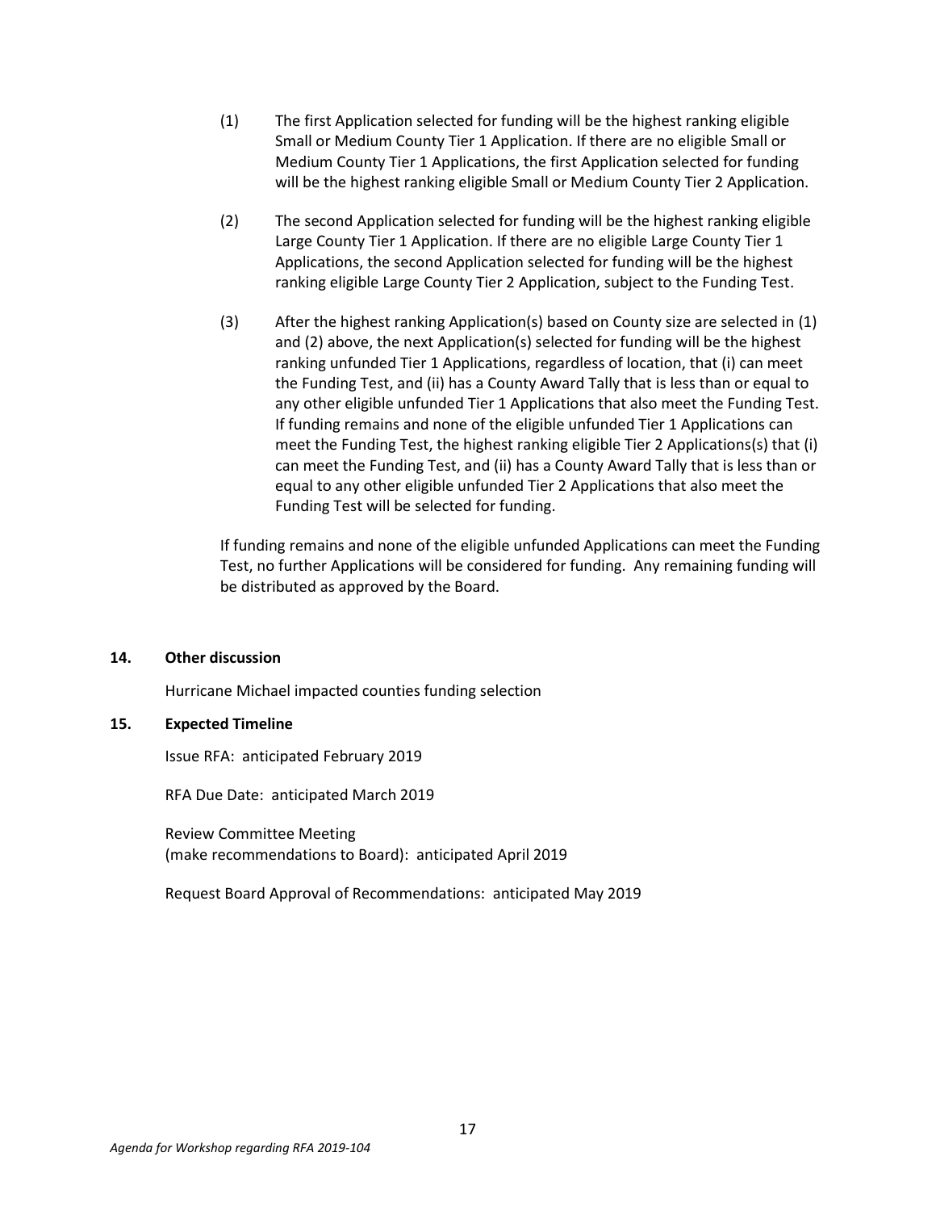(1) The first Application selected for funding will be the highest ranking eligible Small or Medium County Tier 1 Application. If there are no eligible Small or Medium County Tier 1 Applications, the first Application selected for funding will be the highest ranking eligible Small or Medium County Tier 2 Application.

(2) The second Application selected for funding will be the highest ranking eligible Large County Tier 1 Application. If there are no eligible Large County Tier 1 Applications, the second Application selected for funding will be the highest ranking eligible Large County Tier 2 Application, subject to the Funding Test.

(3) After the highest ranking Application(s) based on County size are selected in (1) and (2) above, the next Application(s) selected for funding will be the highest ranking unfunded Tier 1 Applications, regardless of location, that (i) can meet the Funding Test, and (ii) has a County Award Tally that is less than or equal to any other eligible unfunded Tier 1 Applications that also meet the Funding Test. If funding remains and none of the eligible unfunded Tier 1 Applications can meet the Funding Test, the highest ranking eligible Tier 2 Applications(s) that (i) can meet the Funding Test, and (ii) has a County Award Tally that is less than or equal to any other eligible unfunded Tier 2 Applications that also meet the Funding Test will be selected for funding.

If funding remains and none of the eligible unfunded Applications can meet the Funding Test, no further Applications will be considered for funding. Any remaining funding will be distributed as approved by the Board.

**14. Other discussion**

Hurricane Michael impacted counties funding selection

**15. Expected Timeline**

Issue RFA: anticipated February 2019

RFA Due Date: anticipated March 2019

Review Committee Meeting
(make recommendations to Board): anticipated April 2019

Request Board Approval of Recommendations: anticipated May 2019